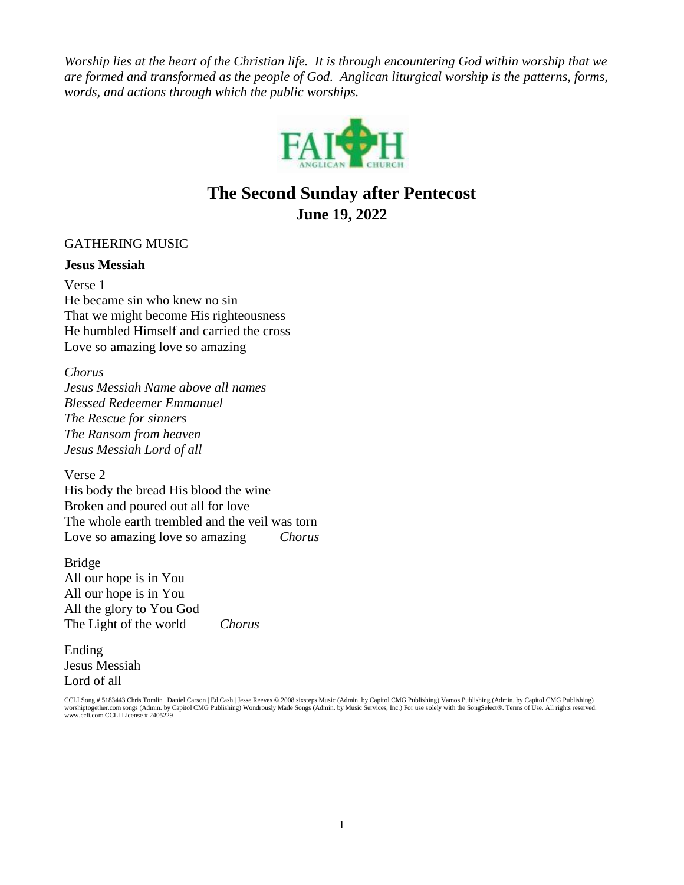*Worship lies at the heart of the Christian life. It is through encountering God within worship that we are formed and transformed as the people of God. Anglican liturgical worship is the patterns, forms, words, and actions through which the public worships.*

FAITH ANGLICAN CHURCH

# The Second Sunday after Pentecost

## June 19, 2022

GATHERING MUSIC

**Jesus Messiah**

Verse 1
He became sin who knew no sin
That we might become His righteousness
He humbled Himself and carried the cross
Love so amazing love so amazing

*Chorus*
*Jesus Messiah Name above all names*
*Blessed Redeemer Emmanuel*
*The Rescue for sinners*
*The Ransom from heaven*
*Jesus Messiah Lord of all*

Verse 2
His body the bread His blood the wine
Broken and poured out all for love
The whole earth trembled and the veil was torn
Love so amazing love so amazing *Chorus*

Bridge
All our hope is in You
All our hope is in You
All the glory to You God
The Light of the world *Chorus*

Ending
Jesus Messiah
Lord of all

CCLI Song # 5183443 Chris Tomlin | Daniel Carson | Ed Cash | Jesse Reeves © 2008 sixsteps Music (Admin. by Capitol CMG Publishing) Vamos Publishing (Admin. by Capitol CMG Publishing) worshiptogether.com songs (Admin. by Capitol CMG Publishing) Wondrously Made Songs (Admin. by Music Services, Inc.) For use solely with the SongSelect®. Terms of Use. All rights reserved. www.ccli.com CCLI License # 2405229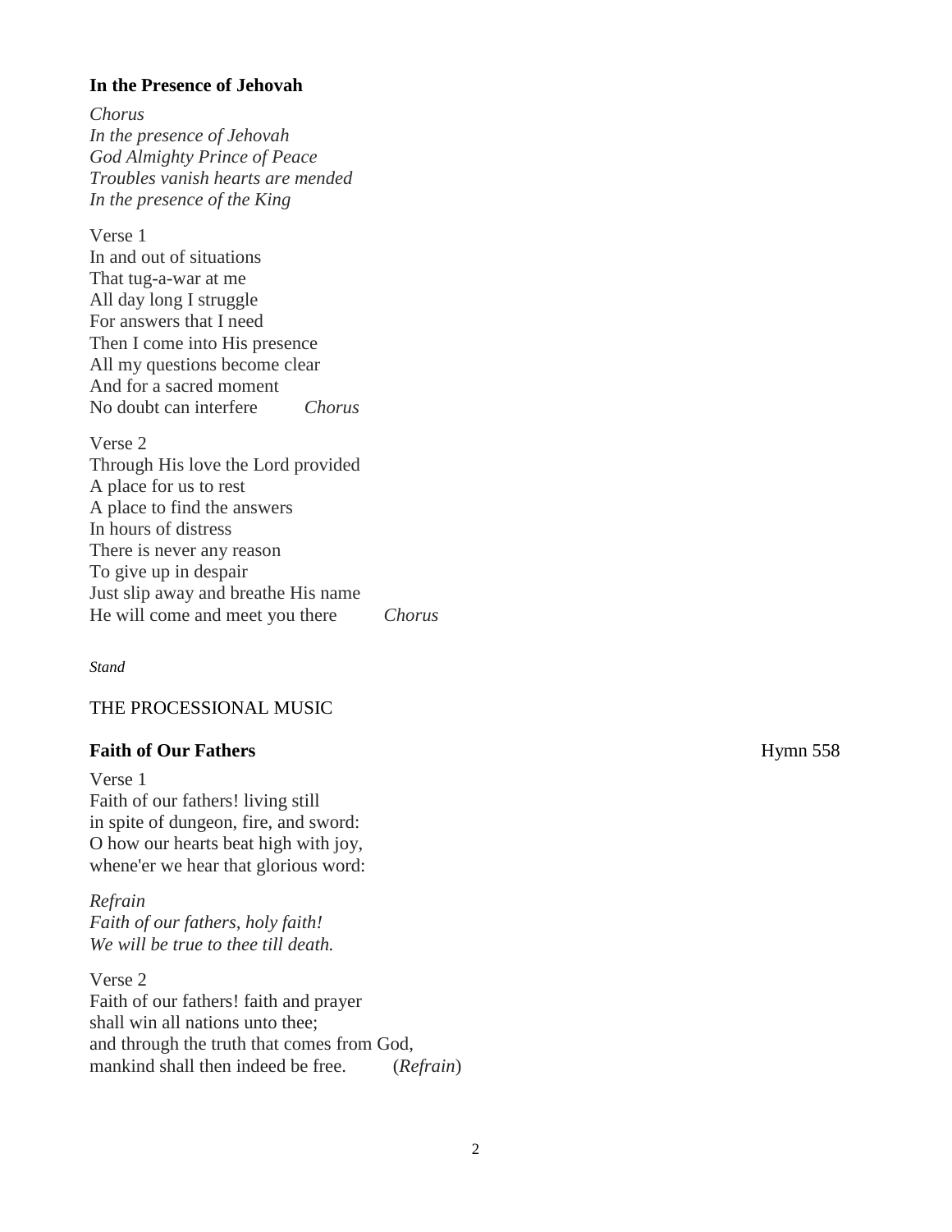**In the Presence of Jehovah**

*Chorus*
*In the presence of Jehovah*
*God Almighty Prince of Peace*
*Troubles vanish hearts are mended*
*In the presence of the King*

Verse 1
In and out of situations
That tug-a-war at me
All day long I struggle
For answers that I need
Then I come into His presence
All my questions become clear
And for a sacred moment
No doubt can interfere *Chorus*

Verse 2
Through His love the Lord provided
A place for us to rest
A place to find the answers
In hours of distress
There is never any reason
To give up in despair
Just slip away and breathe His name
He will come and meet you there *Chorus*

*Stand*

THE PROCESSIONAL MUSIC

**Faith of Our Fathers** Hymn 558

Verse 1
Faith of our fathers! living still
in spite of dungeon, fire, and sword:
O how our hearts beat high with joy,
whene'er we hear that glorious word:

*Refrain*
*Faith of our fathers, holy faith!*
*We will be true to thee till death.*

Verse 2
Faith of our fathers! faith and prayer
shall win all nations unto thee;
and through the truth that comes from God,
mankind shall then indeed be free. (*Refrain*)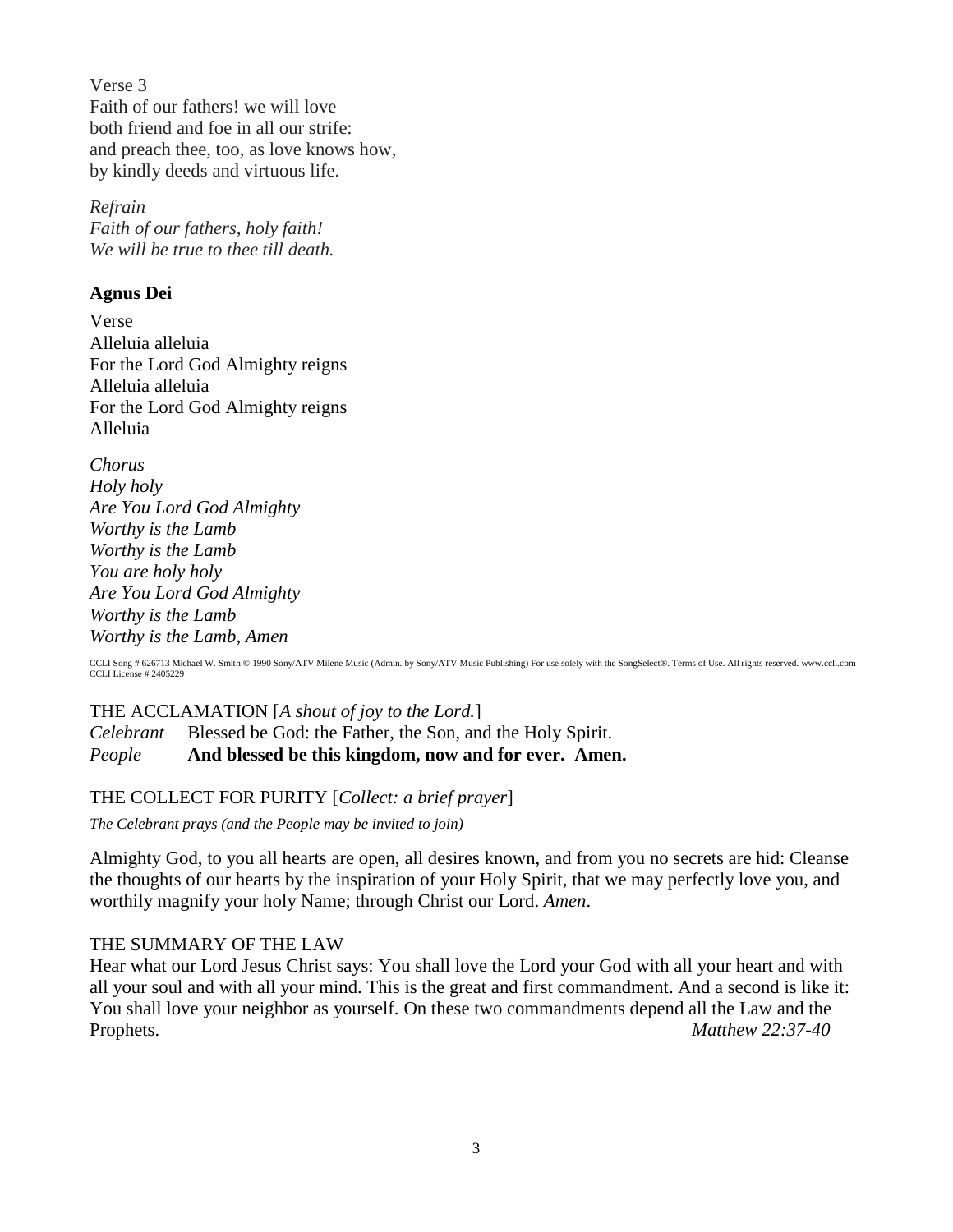Verse 3
Faith of our fathers! we will love
both friend and foe in all our strife:
and preach thee, too, as love knows how,
by kindly deeds and virtuous life.

*Refrain*
*Faith of our fathers, holy faith!*
*We will be true to thee till death.*

**Agnus Dei**

Verse
Alleluia alleluia
For the Lord God Almighty reigns
Alleluia alleluia
For the Lord God Almighty reigns
Alleluia

*Chorus*
*Holy holy*
*Are You Lord God Almighty*
*Worthy is the Lamb*
*Worthy is the Lamb*
*You are holy holy*
*Are You Lord God Almighty*
*Worthy is the Lamb*
*Worthy is the Lamb, Amen*

CCLI Song # 626713 Michael W. Smith © 1990 Sony/ATV Milene Music (Admin. by Sony/ATV Music Publishing) For use solely with the SongSelect®. Terms of Use. All rights reserved. www.ccli.com
CCLI License # 2405229

THE ACCLAMATION [*A shout of joy to the Lord.*]
*Celebrant* Blessed be God: the Father, the Son, and the Holy Spirit.
*People* **And blessed be this kingdom, now and for ever. Amen.**

THE COLLECT FOR PURITY [*Collect: a brief prayer*]

*The Celebrant prays (and the People may be invited to join)*

Almighty God, to you all hearts are open, all desires known, and from you no secrets are hid: Cleanse the thoughts of our hearts by the inspiration of your Holy Spirit, that we may perfectly love you, and worthily magnify your holy Name; through Christ our Lord. *Amen*.

THE SUMMARY OF THE LAW
Hear what our Lord Jesus Christ says: You shall love the Lord your God with all your heart and with all your soul and with all your mind. This is the great and first commandment. And a second is like it: You shall love your neighbor as yourself. On these two commandments depend all the Law and the Prophets. *Matthew 22:37-40*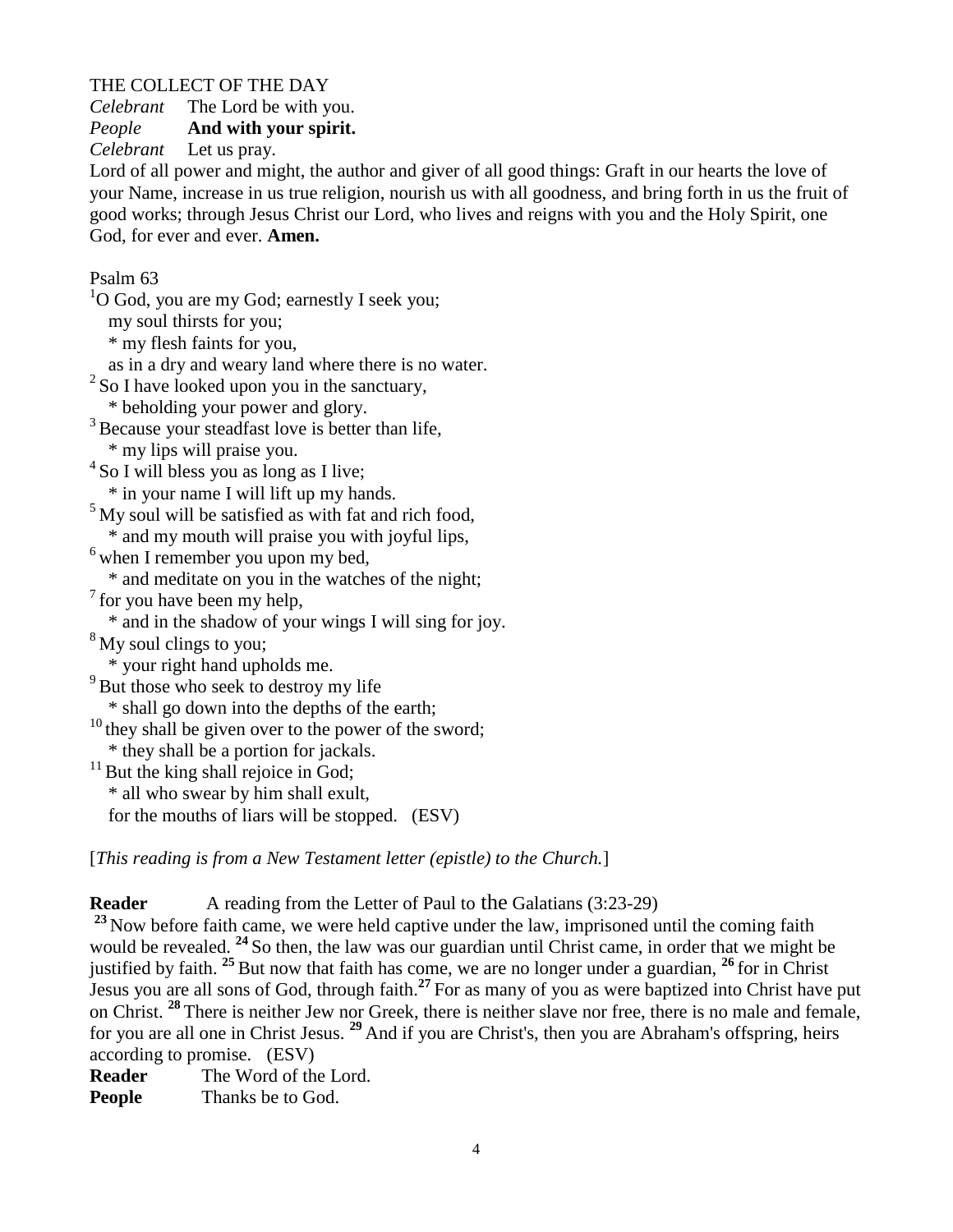THE COLLECT OF THE DAY

*Celebrant* The Lord be with you.
*People* **And with your spirit.**
*Celebrant* Let us pray.

Lord of all power and might, the author and giver of all good things: Graft in our hearts the love of your Name, increase in us true religion, nourish us with all goodness, and bring forth in us the fruit of good works; through Jesus Christ our Lord, who lives and reigns with you and the Holy Spirit, one God, for ever and ever. **Amen.**

Psalm 63

[1]O God, you are my God; earnestly I seek you;
my soul thirsts for you;
* my flesh faints for you,
as in a dry and weary land where there is no water.
[2] So I have looked upon you in the sanctuary,
* beholding your power and glory.
[3] Because your steadfast love is better than life,
* my lips will praise you.
[4] So I will bless you as long as I live;
* in your name I will lift up my hands.
[5] My soul will be satisfied as with fat and rich food,
* and my mouth will praise you with joyful lips,
[6] when I remember you upon my bed,
* and meditate on you in the watches of the night;
[7] for you have been my help,
* and in the shadow of your wings I will sing for joy.
[8] My soul clings to you;
* your right hand upholds me.
[9] But those who seek to destroy my life
* shall go down into the depths of the earth;
[10] they shall be given over to the power of the sword;
* they shall be a portion for jackals.
[11] But the king shall rejoice in God;
* all who swear by him shall exult,
for the mouths of liars will be stopped. (ESV)

[*This reading is from a New Testament letter (epistle) to the Church.*]

**Reader** A reading from the Letter of Paul to the Galatians (3:23-29)

**[23]** Now before faith came, we were held captive under the law, imprisoned until the coming faith would be revealed. **[24]** So then, the law was our guardian until Christ came, in order that we might be justified by faith. **[25]** But now that faith has come, we are no longer under a guardian, **[26]** for in Christ Jesus you are all sons of God, through faith.**[27]** For as many of you as were baptized into Christ have put on Christ. **[28]** There is neither Jew nor Greek, there is neither slave nor free, there is no male and female, for you are all one in Christ Jesus. **[29]** And if you are Christ's, then you are Abraham's offspring, heirs according to promise. (ESV)

**Reader** The Word of the Lord.
**People** Thanks be to God.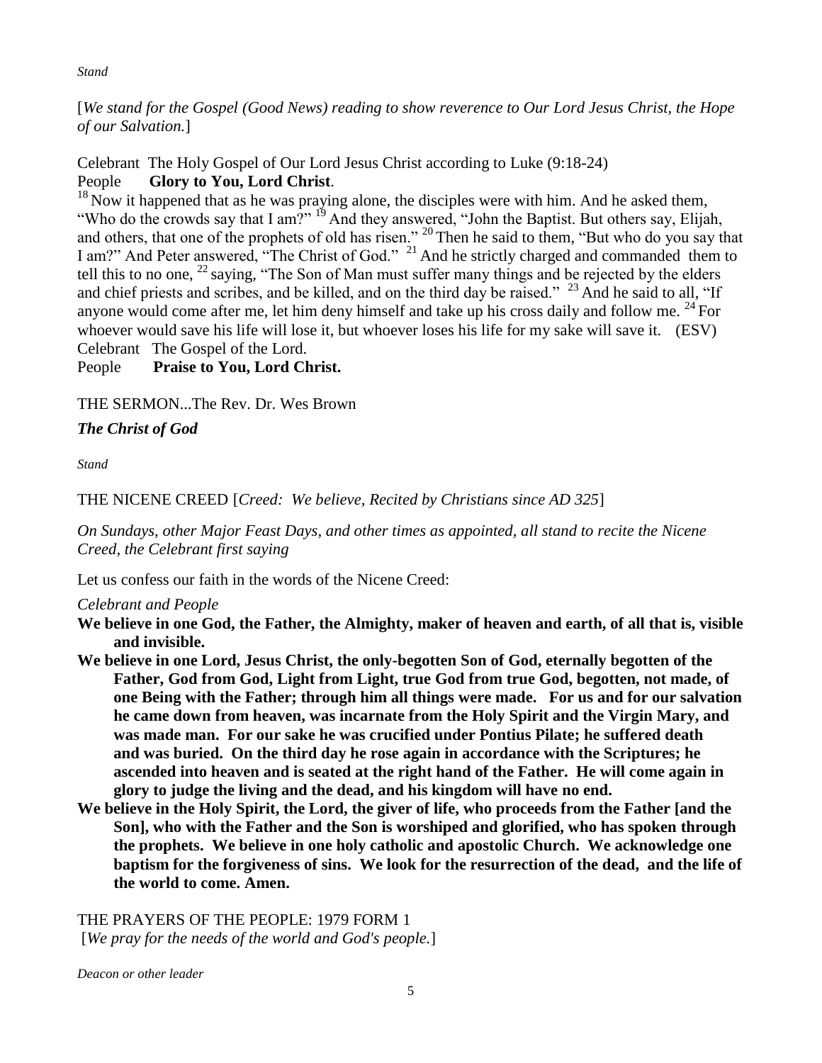*Stand*

[*We stand for the Gospel (Good News) reading to show reverence to Our Lord Jesus Christ, the Hope of our Salvation.*]

Celebrant The Holy Gospel of Our Lord Jesus Christ according to Luke (9:18-24)
People **Glory to You, Lord Christ**.

[18] Now it happened that as he was praying alone, the disciples were with him. And he asked them, "Who do the crowds say that I am?" [19] And they answered, "John the Baptist. But others say, Elijah, and others, that one of the prophets of old has risen." [20] Then he said to them, "But who do you say that I am?" And Peter answered, "The Christ of God." [21] And he strictly charged and commanded them to tell this to no one, [22] saying, "The Son of Man must suffer many things and be rejected by the elders and chief priests and scribes, and be killed, and on the third day be raised." [23] And he said to all, "If anyone would come after me, let him deny himself and take up his cross daily and follow me. [24] For whoever would save his life will lose it, but whoever loses his life for my sake will save it. (ESV)
Celebrant The Gospel of the Lord.
People **Praise to You, Lord Christ.**

THE SERMON...The Rev. Dr. Wes Brown

***The Christ of God***

*Stand*

THE NICENE CREED [*Creed: We believe, Recited by Christians since AD 325*]

*On Sundays, other Major Feast Days, and other times as appointed, all stand to recite the Nicene Creed, the Celebrant first saying*

Let us confess our faith in the words of the Nicene Creed:

*Celebrant and People*

**We believe in one God, the Father, the Almighty, maker of heaven and earth, of all that is, visible and invisible.**

**We believe in one Lord, Jesus Christ, the only-begotten Son of God, eternally begotten of the Father, God from God, Light from Light, true God from true God, begotten, not made, of one Being with the Father; through him all things were made. For us and for our salvation he came down from heaven, was incarnate from the Holy Spirit and the Virgin Mary, and was made man. For our sake he was crucified under Pontius Pilate; he suffered death and was buried. On the third day he rose again in accordance with the Scriptures; he ascended into heaven and is seated at the right hand of the Father. He will come again in glory to judge the living and the dead, and his kingdom will have no end.**

**We believe in the Holy Spirit, the Lord, the giver of life, who proceeds from the Father [and the Son], who with the Father and the Son is worshiped and glorified, who has spoken through the prophets. We believe in one holy catholic and apostolic Church. We acknowledge one baptism for the forgiveness of sins. We look for the resurrection of the dead, and the life of the world to come. Amen.**

THE PRAYERS OF THE PEOPLE: 1979 FORM 1
[*We pray for the needs of the world and God's people.*]

*Deacon or other leader*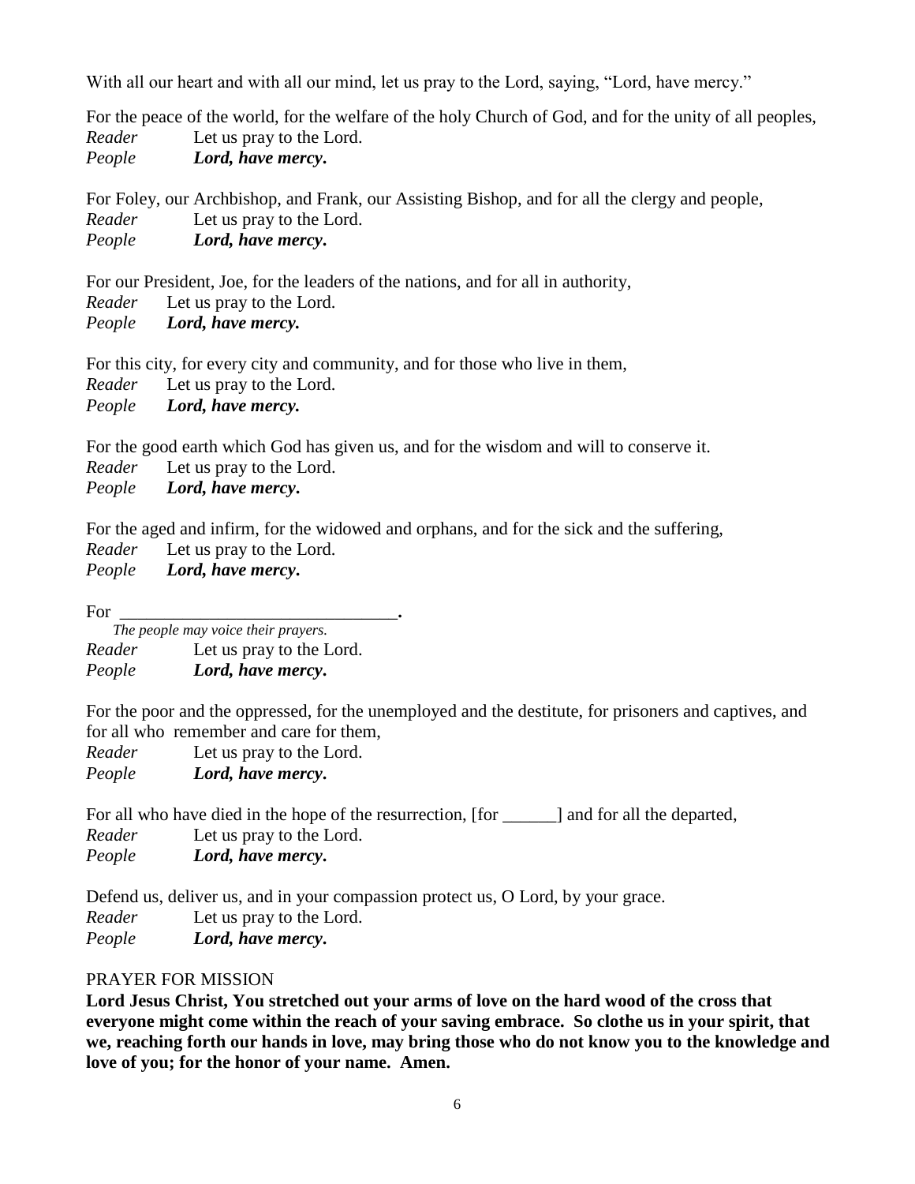With all our heart and with all our mind, let us pray to the Lord, saying, "Lord, have mercy."

For the peace of the world, for the welfare of the holy Church of God, and for the unity of all peoples,
*Reader* Let us pray to the Lord.
*People* ***Lord, have mercy.***

For Foley, our Archbishop, and Frank, our Assisting Bishop, and for all the clergy and people,
*Reader* Let us pray to the Lord.
*People* ***Lord, have mercy.***

For our President, Joe, for the leaders of the nations, and for all in authority,
*Reader* Let us pray to the Lord.
*People* ***Lord, have mercy.***

For this city, for every city and community, and for those who live in them,
*Reader* Let us pray to the Lord.
*People* ***Lord, have mercy.***

For the good earth which God has given us, and for the wisdom and will to conserve it.
*Reader* Let us pray to the Lord.
*People* ***Lord, have mercy.***

For the aged and infirm, for the widowed and orphans, and for the sick and the suffering,
*Reader* Let us pray to the Lord.
*People* ***Lord, have mercy.***

For ________________________________.
*The people may voice their prayers.*
*Reader* Let us pray to the Lord.
*People* ***Lord, have mercy.***

For the poor and the oppressed, for the unemployed and the destitute, for prisoners and captives, and for all who remember and care for them,
*Reader* Let us pray to the Lord.
*People* ***Lord, have mercy.***

For all who have died in the hope of the resurrection, [for ______] and for all the departed,
*Reader* Let us pray to the Lord.
*People* ***Lord, have mercy.***

Defend us, deliver us, and in your compassion protect us, O Lord, by your grace.
*Reader* Let us pray to the Lord.
*People* ***Lord, have mercy.***

PRAYER FOR MISSION

**Lord Jesus Christ, You stretched out your arms of love on the hard wood of the cross that everyone might come within the reach of your saving embrace. So clothe us in your spirit, that we, reaching forth our hands in love, may bring those who do not know you to the knowledge and love of you; for the honor of your name. Amen.**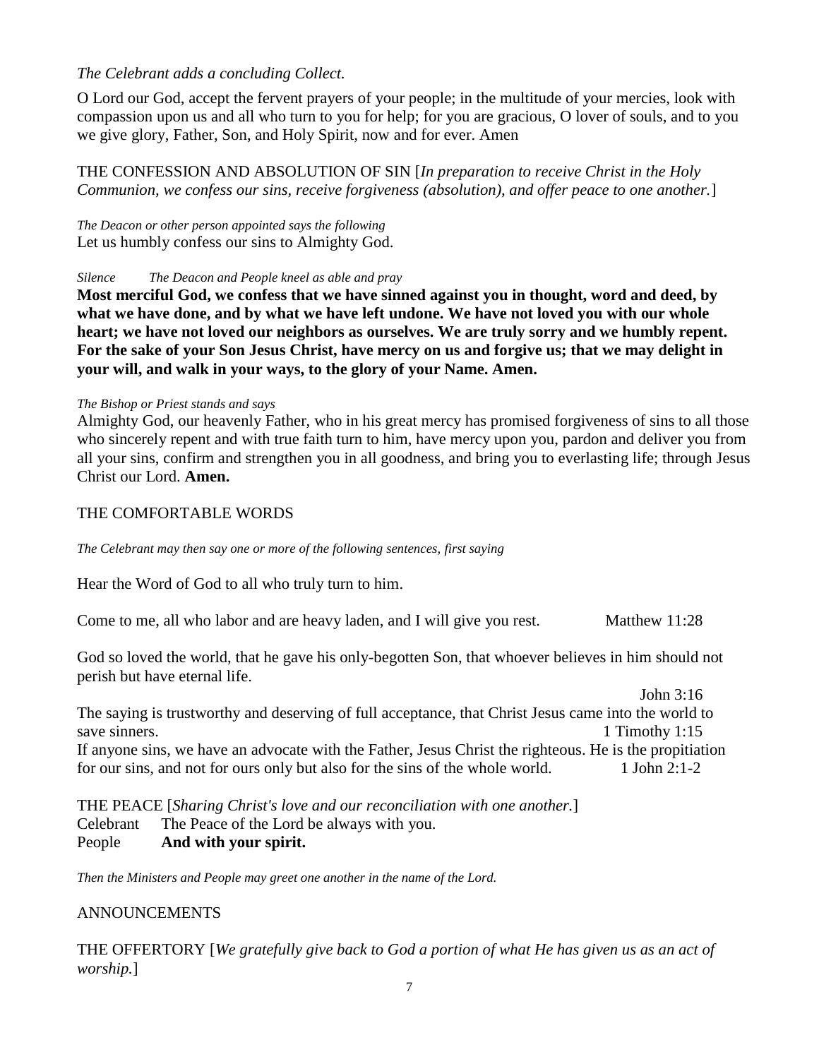*The Celebrant adds a concluding Collect.*

O Lord our God, accept the fervent prayers of your people; in the multitude of your mercies, look with compassion upon us and all who turn to you for help; for you are gracious, O lover of souls, and to you we give glory, Father, Son, and Holy Spirit, now and for ever. Amen

THE CONFESSION AND ABSOLUTION OF SIN [*In preparation to receive Christ in the Holy Communion, we confess our sins, receive forgiveness (absolution), and offer peace to one another.*]

*The Deacon or other person appointed says the following*
Let us humbly confess our sins to Almighty God.

*Silence* *The Deacon and People kneel as able and pray*
**Most merciful God, we confess that we have sinned against you in thought, word and deed, by what we have done, and by what we have left undone. We have not loved you with our whole heart; we have not loved our neighbors as ourselves. We are truly sorry and we humbly repent. For the sake of your Son Jesus Christ, have mercy on us and forgive us; that we may delight in your will, and walk in your ways, to the glory of your Name. Amen.**

*The Bishop or Priest stands and says*
Almighty God, our heavenly Father, who in his great mercy has promised forgiveness of sins to all those who sincerely repent and with true faith turn to him, have mercy upon you, pardon and deliver you from all your sins, confirm and strengthen you in all goodness, and bring you to everlasting life; through Jesus Christ our Lord. **Amen.**

THE COMFORTABLE WORDS

*The Celebrant may then say one or more of the following sentences, first saying*

Hear the Word of God to all who truly turn to him.

Come to me, all who labor and are heavy laden, and I will give you rest. Matthew 11:28

God so loved the world, that he gave his only-begotten Son, that whoever believes in him should not perish but have eternal life.
John 3:16

The saying is trustworthy and deserving of full acceptance, that Christ Jesus came into the world to save sinners. 1 Timothy 1:15

If anyone sins, we have an advocate with the Father, Jesus Christ the righteous. He is the propitiation for our sins, and not for ours only but also for the sins of the whole world. 1 John 2:1-2

THE PEACE [*Sharing Christ's love and our reconciliation with one another.*]
Celebrant The Peace of the Lord be always with you.
People **And with your spirit.**

*Then the Ministers and People may greet one another in the name of the Lord.*

ANNOUNCEMENTS

THE OFFERTORY [*We gratefully give back to God a portion of what He has given us as an act of worship.*]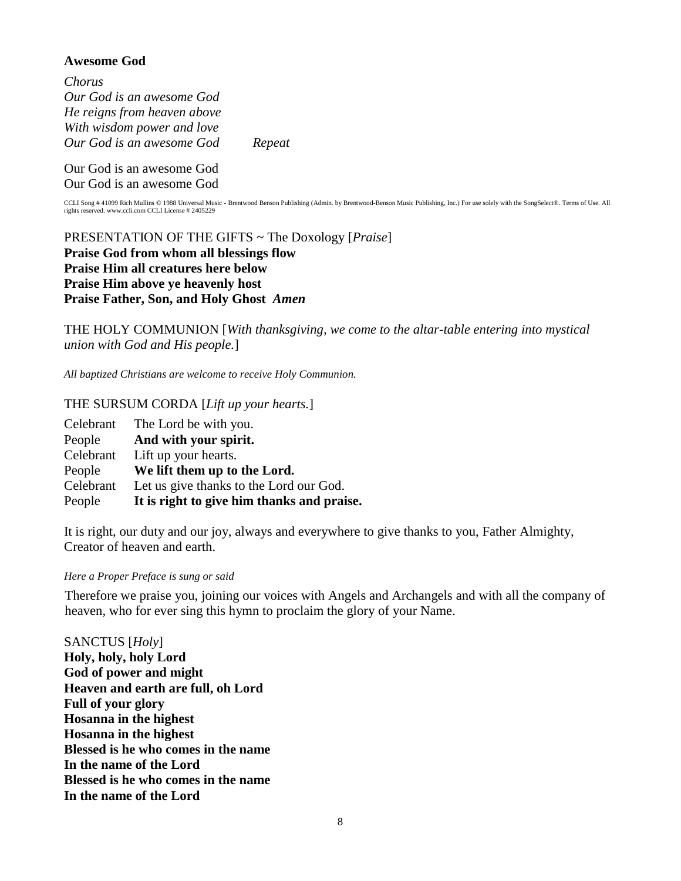**Awesome God**

*Chorus*
*Our God is an awesome God*
*He reigns from heaven above*
*With wisdom power and love*
*Our God is an awesome God*  *Repeat*

Our God is an awesome God
Our God is an awesome God

CCLI Song # 41099 Rich Mullins © 1988 Universal Music - Brentwood Benson Publishing (Admin. by Brentwood-Benson Music Publishing, Inc.) For use solely with the SongSelect®. Terms of Use. All rights reserved. www.ccli.com CCLI License # 2405229

PRESENTATION OF THE GIFTS ~ The Doxology [*Praise*]
**Praise God from whom all blessings flow**
**Praise Him all creatures here below**
**Praise Him above ye heavenly host**
**Praise Father, Son, and Holy Ghost** ***Amen***

THE HOLY COMMUNION [*With thanksgiving, we come to the altar-table entering into mystical union with God and His people.*]

*All baptized Christians are welcome to receive Holy Communion.*

THE SURSUM CORDA [*Lift up your hearts.*]

Celebrant The Lord be with you.
People **And with your spirit.**
Celebrant Lift up your hearts.
People **We lift them up to the Lord.**
Celebrant Let us give thanks to the Lord our God.
People **It is right to give him thanks and praise.**

It is right, our duty and our joy, always and everywhere to give thanks to you, Father Almighty, Creator of heaven and earth.

*Here a Proper Preface is sung or said*

Therefore we praise you, joining our voices with Angels and Archangels and with all the company of heaven, who for ever sing this hymn to proclaim the glory of your Name.

SANCTUS [*Holy*]
**Holy, holy, holy Lord**
**God of power and might**
**Heaven and earth are full, oh Lord**
**Full of your glory**
**Hosanna in the highest**
**Hosanna in the highest**
**Blessed is he who comes in the name**
**In the name of the Lord**
**Blessed is he who comes in the name**
**In the name of the Lord**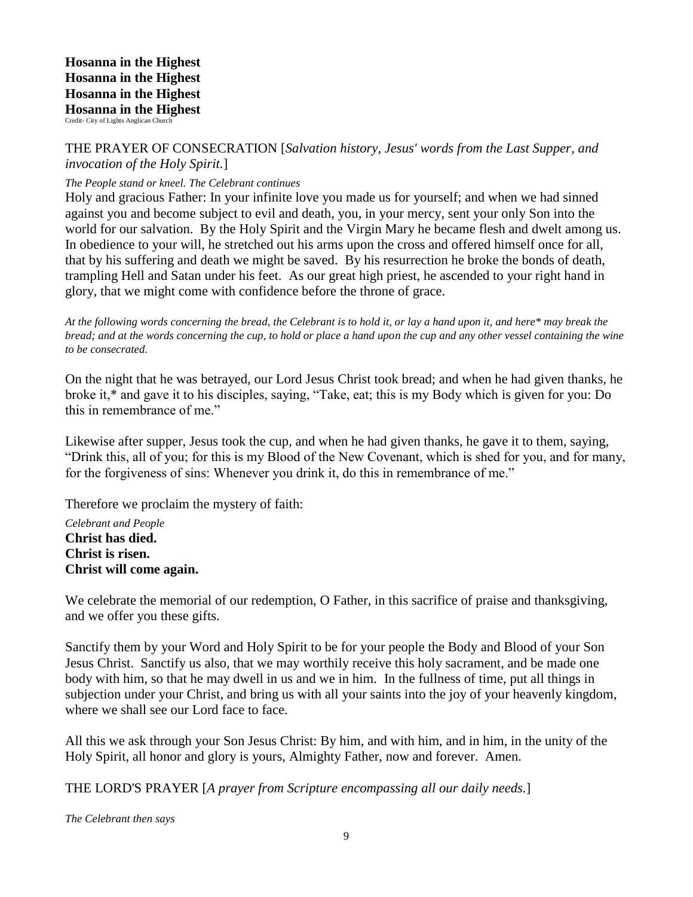**Hosanna in the Highest**
**Hosanna in the Highest**
**Hosanna in the Highest**
**Hosanna in the Highest**
Credit- City of Lights Anglican Church

THE PRAYER OF CONSECRATION [*Salvation history, Jesus' words from the Last Supper, and invocation of the Holy Spirit.*]

*The People stand or kneel. The Celebrant continues*

Holy and gracious Father: In your infinite love you made us for yourself; and when we had sinned against you and become subject to evil and death, you, in your mercy, sent your only Son into the world for our salvation. By the Holy Spirit and the Virgin Mary he became flesh and dwelt among us. In obedience to your will, he stretched out his arms upon the cross and offered himself once for all, that by his suffering and death we might be saved. By his resurrection he broke the bonds of death, trampling Hell and Satan under his feet. As our great high priest, he ascended to your right hand in glory, that we might come with confidence before the throne of grace.

*At the following words concerning the bread, the Celebrant is to hold it, or lay a hand upon it, and here* may break the bread; and at the words concerning the cup, to hold or place a hand upon the cup and any other vessel containing the wine to be consecrated.*

On the night that he was betrayed, our Lord Jesus Christ took bread; and when he had given thanks, he broke it,* and gave it to his disciples, saying, "Take, eat; this is my Body which is given for you: Do this in remembrance of me."

Likewise after supper, Jesus took the cup, and when he had given thanks, he gave it to them, saying, "Drink this, all of you; for this is my Blood of the New Covenant, which is shed for you, and for many, for the forgiveness of sins: Whenever you drink it, do this in remembrance of me."

Therefore we proclaim the mystery of faith:

*Celebrant and People*
**Christ has died.**
**Christ is risen.**
**Christ will come again.**

We celebrate the memorial of our redemption, O Father, in this sacrifice of praise and thanksgiving, and we offer you these gifts.

Sanctify them by your Word and Holy Spirit to be for your people the Body and Blood of your Son Jesus Christ. Sanctify us also, that we may worthily receive this holy sacrament, and be made one body with him, so that he may dwell in us and we in him. In the fullness of time, put all things in subjection under your Christ, and bring us with all your saints into the joy of your heavenly kingdom, where we shall see our Lord face to face.

All this we ask through your Son Jesus Christ: By him, and with him, and in him, in the unity of the Holy Spirit, all honor and glory is yours, Almighty Father, now and forever. Amen.

THE LORD'S PRAYER [*A prayer from Scripture encompassing all our daily needs.*]

*The Celebrant then says*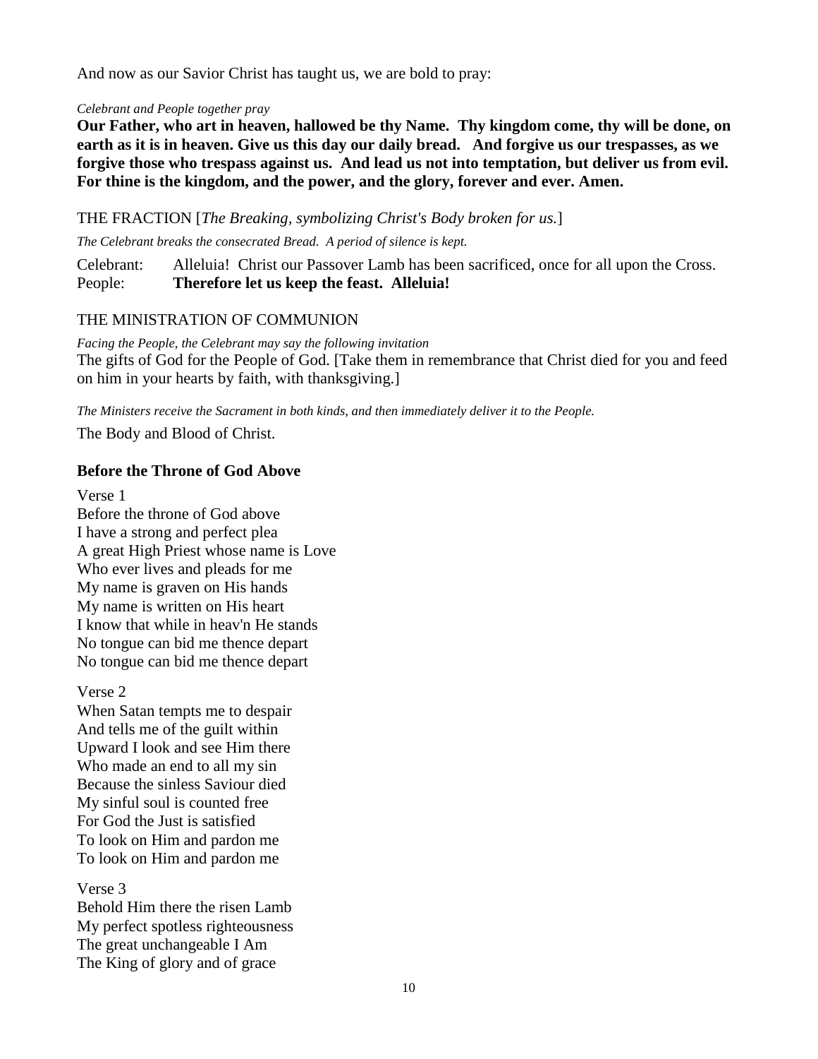And now as our Savior Christ has taught us, we are bold to pray:

*Celebrant and People together pray*

**Our Father, who art in heaven, hallowed be thy Name. Thy kingdom come, thy will be done, on earth as it is in heaven. Give us this day our daily bread. And forgive us our trespasses, as we forgive those who trespass against us. And lead us not into temptation, but deliver us from evil. For thine is the kingdom, and the power, and the glory, forever and ever. Amen.**

THE FRACTION [*The Breaking, symbolizing Christ's Body broken for us.*]

*The Celebrant breaks the consecrated Bread. A period of silence is kept.*

Celebrant: Alleluia! Christ our Passover Lamb has been sacrificed, once for all upon the Cross.
People: **Therefore let us keep the feast. Alleluia!**

THE MINISTRATION OF COMMUNION

*Facing the People, the Celebrant may say the following invitation*

The gifts of God for the People of God. [Take them in remembrance that Christ died for you and feed on him in your hearts by faith, with thanksgiving.]

*The Ministers receive the Sacrament in both kinds, and then immediately deliver it to the People.*

The Body and Blood of Christ.

**Before the Throne of God Above**

Verse 1
Before the throne of God above
I have a strong and perfect plea
A great High Priest whose name is Love
Who ever lives and pleads for me
My name is graven on His hands
My name is written on His heart
I know that while in heav'n He stands
No tongue can bid me thence depart
No tongue can bid me thence depart

Verse 2
When Satan tempts me to despair
And tells me of the guilt within
Upward I look and see Him there
Who made an end to all my sin
Because the sinless Saviour died
My sinful soul is counted free
For God the Just is satisfied
To look on Him and pardon me
To look on Him and pardon me

Verse 3
Behold Him there the risen Lamb
My perfect spotless righteousness
The great unchangeable I Am
The King of glory and of grace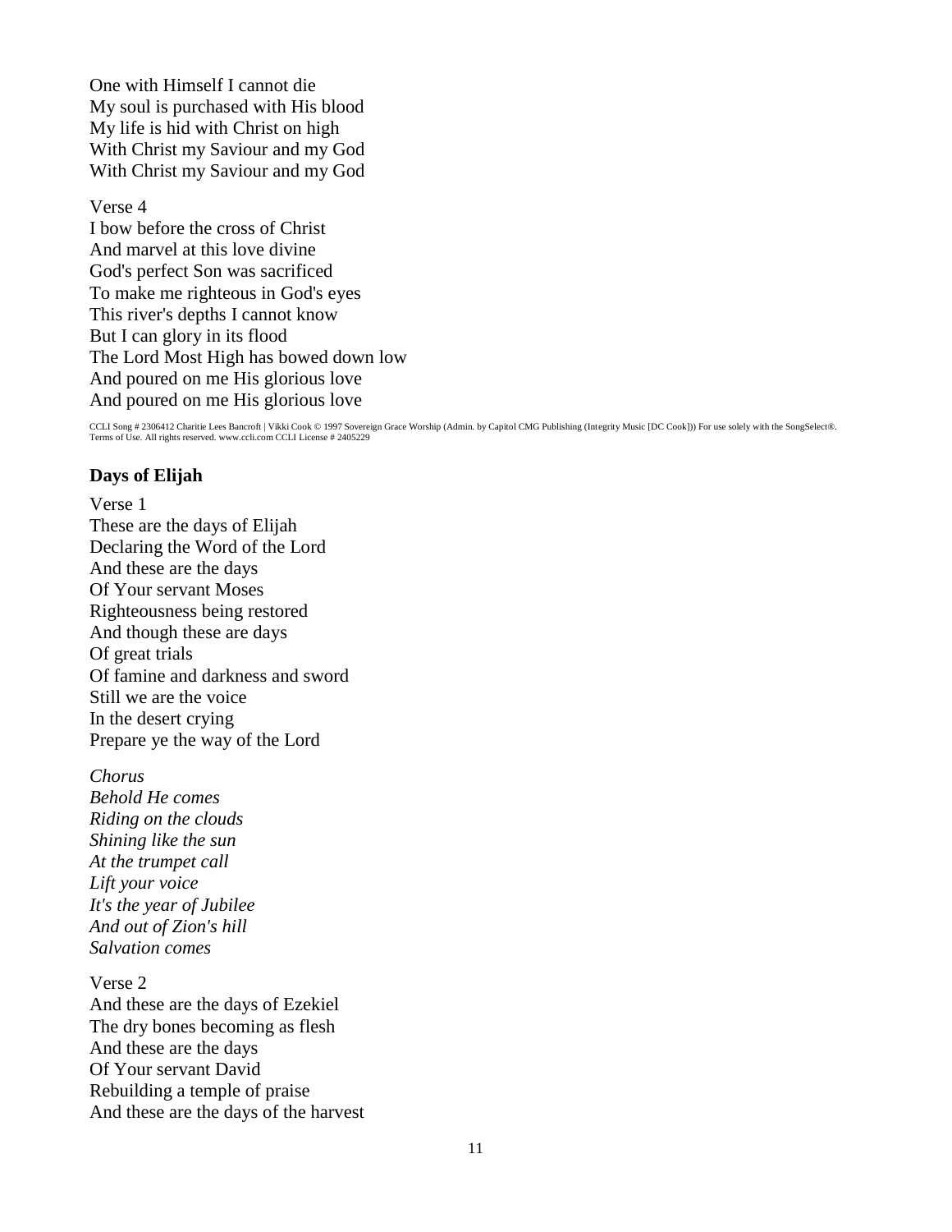One with Himself I cannot die
My soul is purchased with His blood
My life is hid with Christ on high
With Christ my Saviour and my God
With Christ my Saviour and my God

Verse 4
I bow before the cross of Christ
And marvel at this love divine
God's perfect Son was sacrificed
To make me righteous in God's eyes
This river's depths I cannot know
But I can glory in its flood
The Lord Most High has bowed down low
And poured on me His glorious love
And poured on me His glorious love

CCLI Song # 2306412 Charitie Lees Bancroft | Vikki Cook © 1997 Sovereign Grace Worship (Admin. by Capitol CMG Publishing (Integrity Music [DC Cook])) For use solely with the SongSelect®. Terms of Use. All rights reserved. www.ccli.com CCLI License # 2405229

### **Days of Elijah**

Verse 1
These are the days of Elijah
Declaring the Word of the Lord
And these are the days
Of Your servant Moses
Righteousness being restored
And though these are days
Of great trials
Of famine and darkness and sword
Still we are the voice
In the desert crying
Prepare ye the way of the Lord

*Chorus*
*Behold He comes*
*Riding on the clouds*
*Shining like the sun*
*At the trumpet call*
*Lift your voice*
*It's the year of Jubilee*
*And out of Zion's hill*
*Salvation comes*

Verse 2
And these are the days of Ezekiel
The dry bones becoming as flesh
And these are the days
Of Your servant David
Rebuilding a temple of praise
And these are the days of the harvest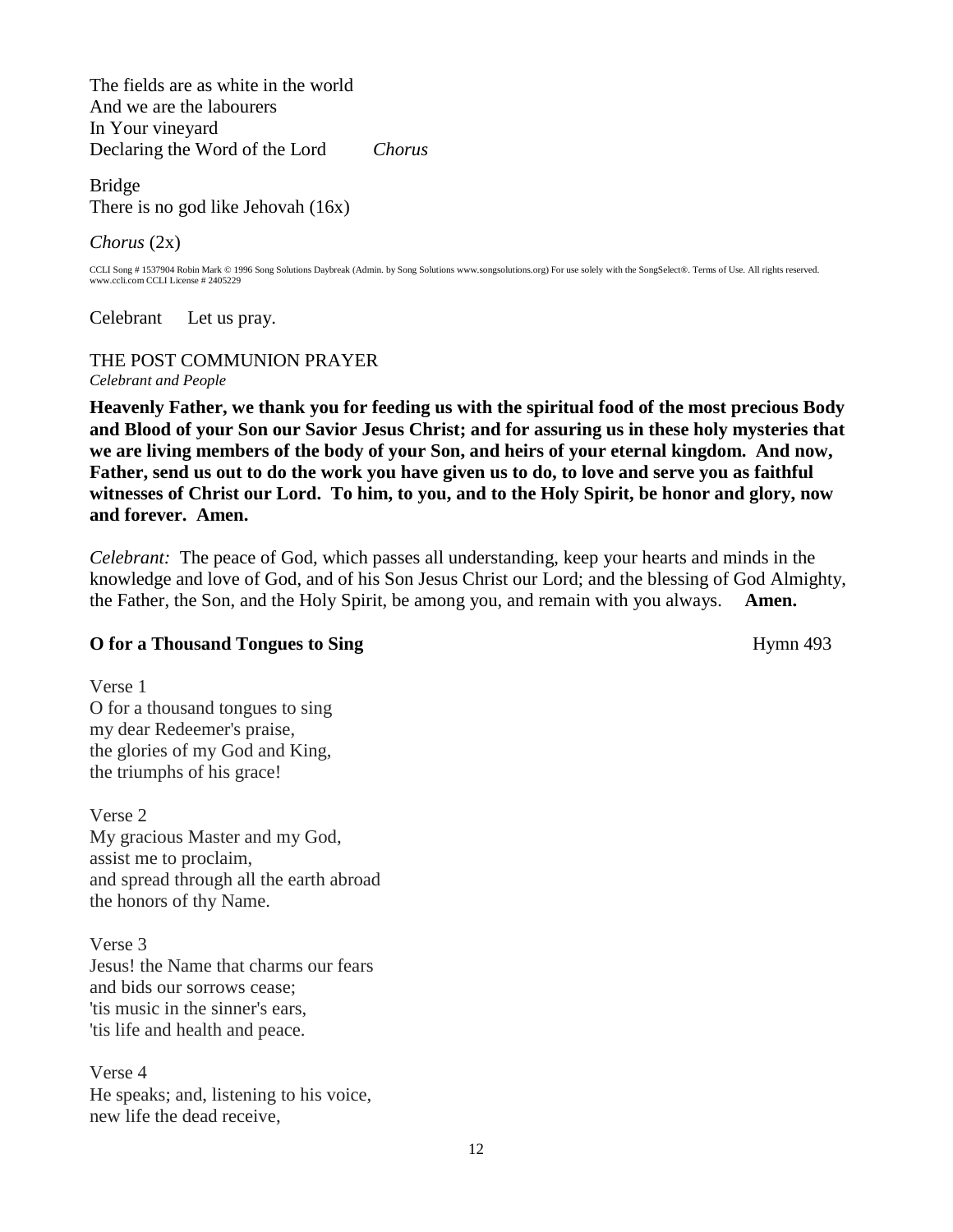The fields are as white in the world
And we are the labourers
In Your vineyard
Declaring the Word of the Lord *Chorus*

Bridge
There is no god like Jehovah (16x)

*Chorus* (2x)

CCLI Song # 1537904 Robin Mark © 1996 Song Solutions Daybreak (Admin. by Song Solutions www.songsolutions.org) For use solely with the SongSelect®. Terms of Use. All rights reserved. www.ccli.com CCLI License # 2405229

Celebrant Let us pray.

THE POST COMMUNION PRAYER
*Celebrant and People*

**Heavenly Father, we thank you for feeding us with the spiritual food of the most precious Body and Blood of your Son our Savior Jesus Christ; and for assuring us in these holy mysteries that we are living members of the body of your Son, and heirs of your eternal kingdom. And now, Father, send us out to do the work you have given us to do, to love and serve you as faithful witnesses of Christ our Lord. To him, to you, and to the Holy Spirit, be honor and glory, now and forever. Amen.**

*Celebrant:* The peace of God, which passes all understanding, keep your hearts and minds in the knowledge and love of God, and of his Son Jesus Christ our Lord; and the blessing of God Almighty, the Father, the Son, and the Holy Spirit, be among you, and remain with you always. **Amen.**

**O for a Thousand Tongues to Sing** Hymn 493

Verse 1
O for a thousand tongues to sing
my dear Redeemer's praise,
the glories of my God and King,
the triumphs of his grace!

Verse 2
My gracious Master and my God,
assist me to proclaim,
and spread through all the earth abroad
the honors of thy Name.

Verse 3
Jesus! the Name that charms our fears
and bids our sorrows cease;
'tis music in the sinner's ears,
'tis life and health and peace.

Verse 4
He speaks; and, listening to his voice,
new life the dead receive,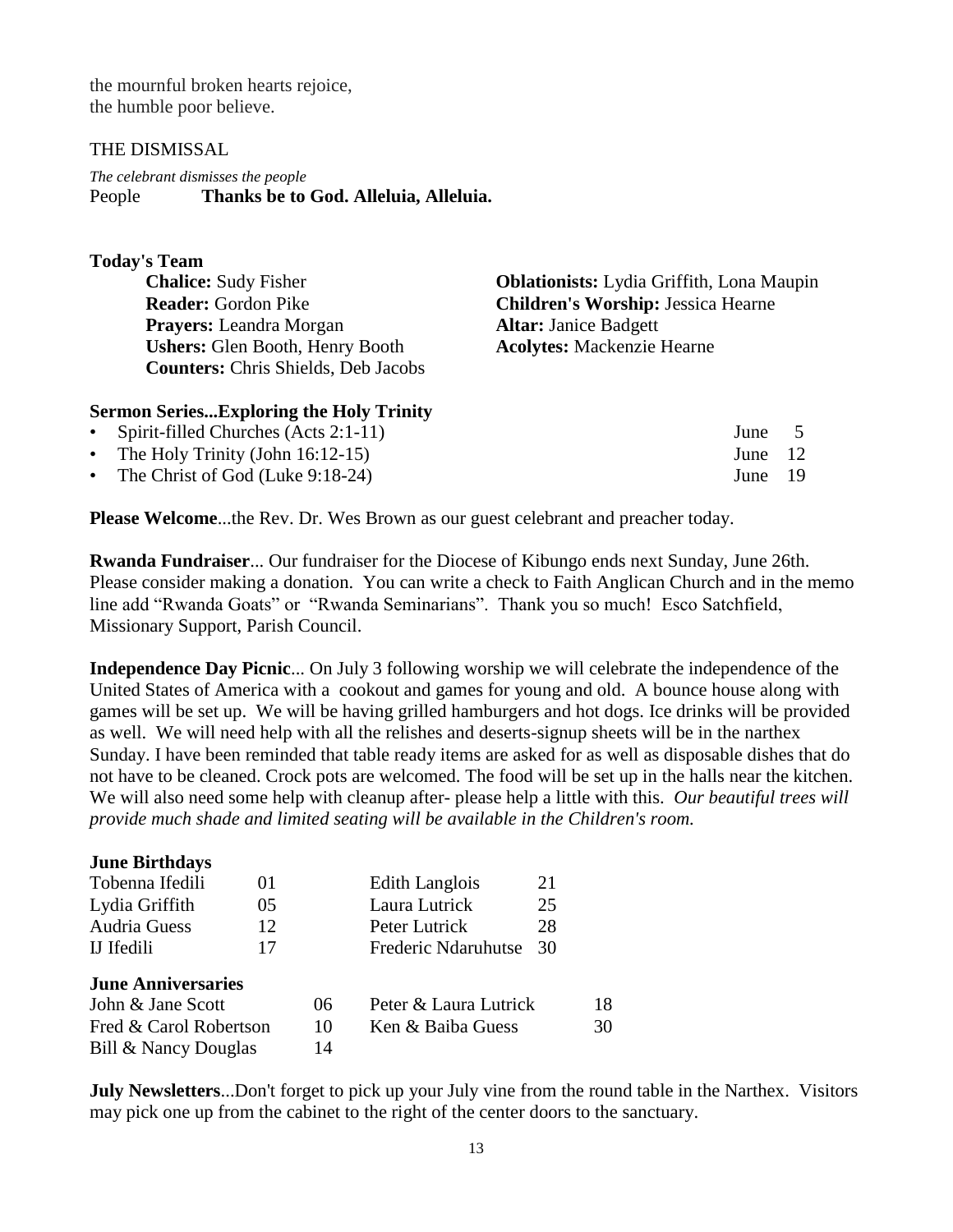the mournful broken hearts rejoice,
the humble poor believe.

THE DISMISSAL

*The celebrant dismisses the people*

People **Thanks be to God. Alleluia, Alleluia.**

**Today's Team**

**Chalice:** Sudy Fisher
**Reader:** Gordon Pike
**Prayers:** Leandra Morgan
**Ushers:** Glen Booth, Henry Booth
**Counters:** Chris Shields, Deb Jacobs
**Oblationists:** Lydia Griffith, Lona Maupin
**Children's Worship:** Jessica Hearne
**Altar:** Janice Badgett
**Acolytes:** Mackenzie Hearne

**Sermon Series...Exploring the Holy Trinity**

- Spirit-filled Churches (Acts 2:1-11) June 5
- The Holy Trinity (John 16:12-15) June 12
- The Christ of God (Luke 9:18-24) June 19

**Please Welcome**...the Rev. Dr. Wes Brown as our guest celebrant and preacher today.

**Rwanda Fundraiser**... Our fundraiser for the Diocese of Kibungo ends next Sunday, June 26th. Please consider making a donation. You can write a check to Faith Anglican Church and in the memo line add "Rwanda Goats" or "Rwanda Seminarians". Thank you so much! Esco Satchfield, Missionary Support, Parish Council.

**Independence Day Picnic**... On July 3 following worship we will celebrate the independence of the United States of America with a cookout and games for young and old. A bounce house along with games will be set up. We will be having grilled hamburgers and hot dogs. Ice drinks will be provided as well. We will need help with all the relishes and deserts-signup sheets will be in the narthex Sunday. I have been reminded that table ready items are asked for as well as disposable dishes that do not have to be cleaned. Crock pots are welcomed. The food will be set up in the halls near the kitchen. We will also need some help with cleanup after- please help a little with this. *Our beautiful trees will provide much shade and limited seating will be available in the Children's room.*

**June Birthdays**

| | | | |
|---|---|---|---|
| Tobenna Ifedili | 01 | Edith Langlois | 21 |
| Lydia Griffith | 05 | Laura Lutrick | 25 |
| Audria Guess | 12 | Peter Lutrick | 28 |
| IJ Ifedili | 17 | Frederic Ndaruhutse | 30 |

**June Anniversaries**

| | | | |
|---|---|---|---|
| John & Jane Scott | 06 | Peter & Laura Lutrick | 18 |
| Fred & Carol Robertson | 10 | Ken & Baiba Guess | 30 |
| Bill & Nancy Douglas | 14 | | |

**July Newsletters**...Don't forget to pick up your July vine from the round table in the Narthex. Visitors may pick one up from the cabinet to the right of the center doors to the sanctuary.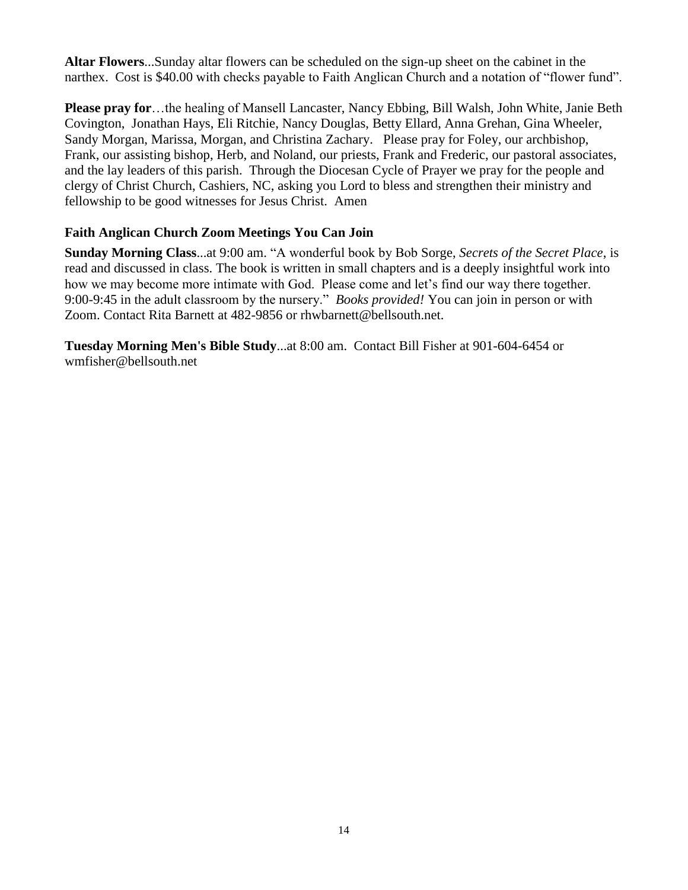**Altar Flowers**...Sunday altar flowers can be scheduled on the sign-up sheet on the cabinet in the narthex. Cost is $40.00 with checks payable to Faith Anglican Church and a notation of "flower fund".

**Please pray for**…the healing of Mansell Lancaster, Nancy Ebbing, Bill Walsh, John White, Janie Beth Covington, Jonathan Hays, Eli Ritchie, Nancy Douglas, Betty Ellard, Anna Grehan, Gina Wheeler, Sandy Morgan, Marissa, Morgan, and Christina Zachary. Please pray for Foley, our archbishop, Frank, our assisting bishop, Herb, and Noland, our priests, Frank and Frederic, our pastoral associates, and the lay leaders of this parish. Through the Diocesan Cycle of Prayer we pray for the people and clergy of Christ Church, Cashiers, NC, asking you Lord to bless and strengthen their ministry and fellowship to be good witnesses for Jesus Christ. Amen

### Faith Anglican Church Zoom Meetings You Can Join

**Sunday Morning Class**...at 9:00 am. "A wonderful book by Bob Sorge, *Secrets of the Secret Place*, is read and discussed in class. The book is written in small chapters and is a deeply insightful work into how we may become more intimate with God. Please come and let's find our way there together. 9:00-9:45 in the adult classroom by the nursery." *Books provided!* You can join in person or with Zoom. Contact Rita Barnett at 482-9856 or rhwbarnett@bellsouth.net.

**Tuesday Morning Men's Bible Study**...at 8:00 am. Contact Bill Fisher at 901-604-6454 or wmfisher@bellsouth.net